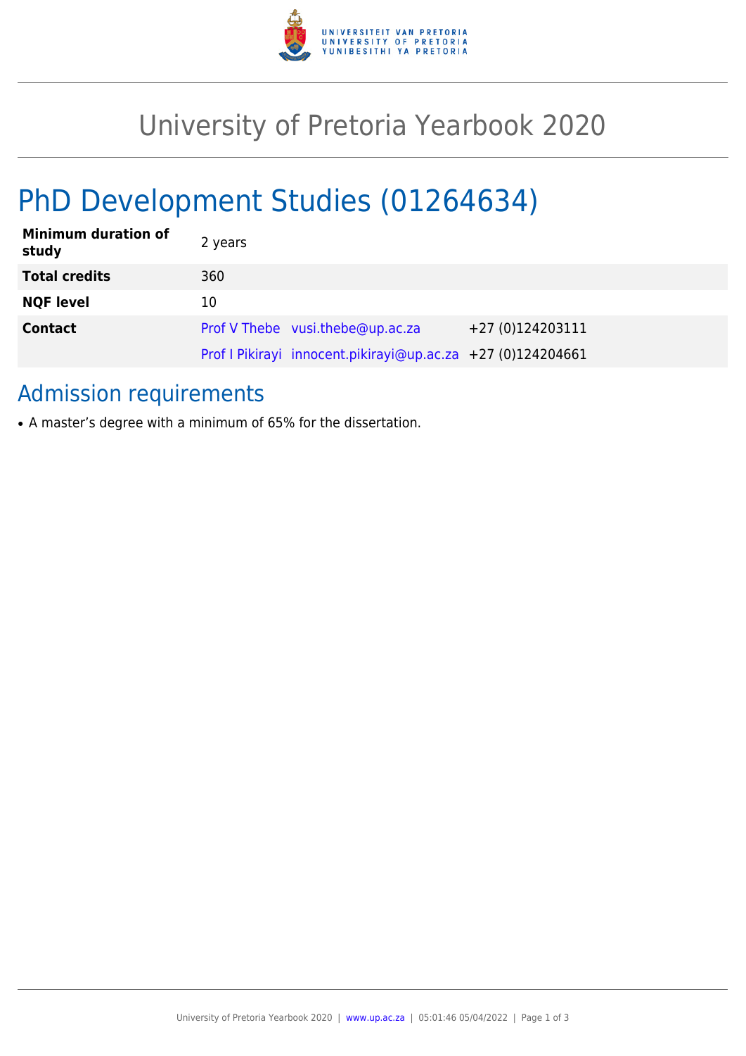# University of Pretoria Yearbook 2020

# PhD Development Studies (01264634)

| | | | |
|---|---|---|---|
| **Minimum duration of study** | 2 years | | |
| **Total credits** | 360 | | |
| **NQF level** | 10 | | |
| **Contact** | Prof V Thebe | vusi.thebe@up.ac.za | +27 (0)124203111 |
| | Prof I Pikirayi | innocent.pikirayi@up.ac.za | +27 (0)124204661 |

## Admission requirements

- A master’s degree with a minimum of 65% for the dissertation.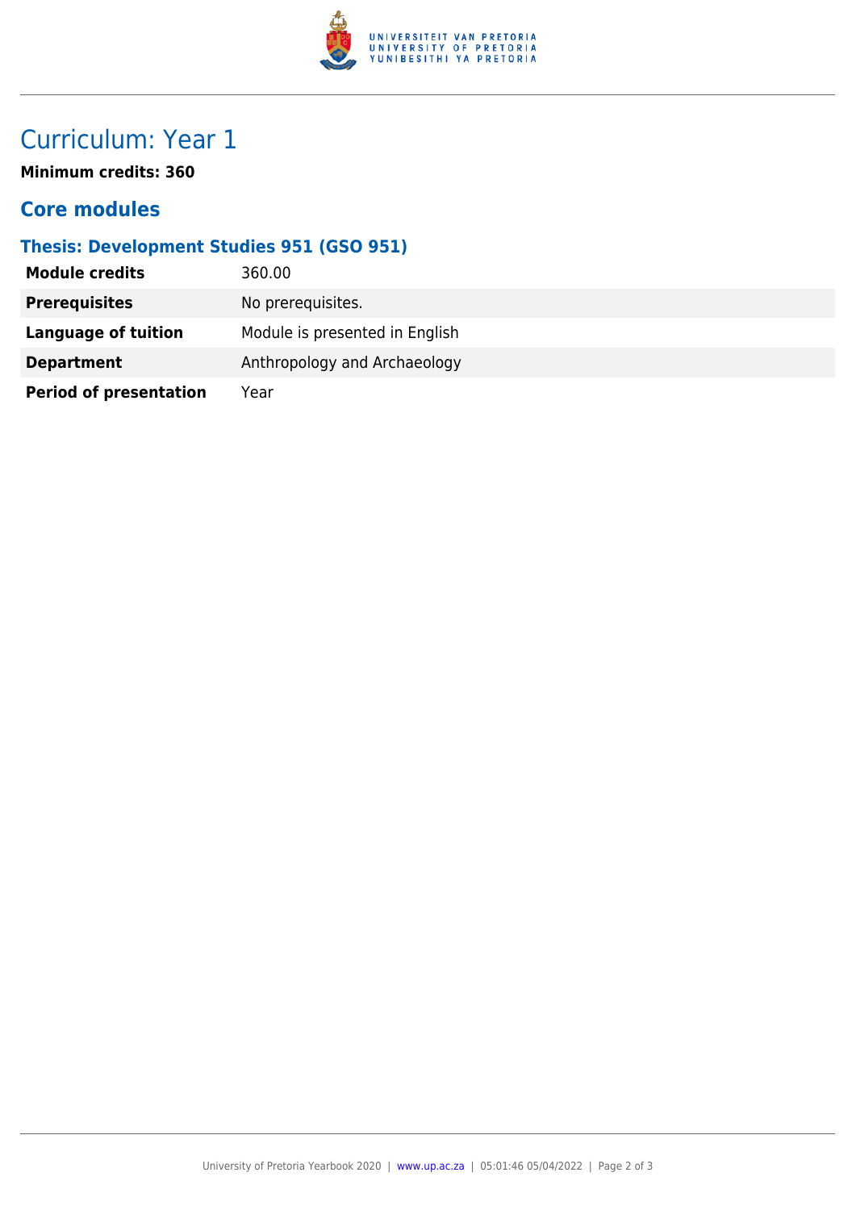# Curriculum: Year 1

**Minimum credits: 360**

## Core modules

### Thesis: Development Studies 951 (GSO 951)

| | |
|---|---|
| **Module credits** | 360.00 |
| **Prerequisites** | No prerequisites. |
| **Language of tuition** | Module is presented in English |
| **Department** | Anthropology and Archaeology |
| **Period of presentation** | Year |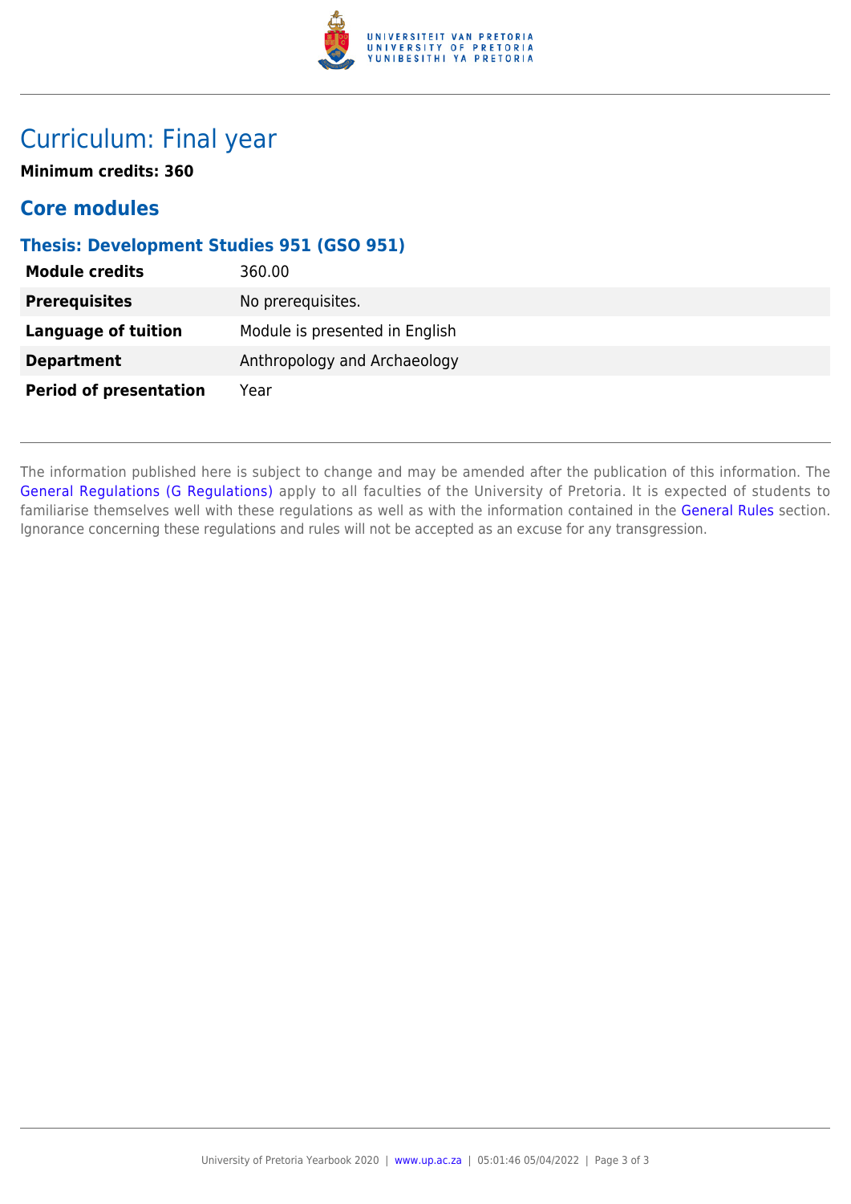# Curriculum: Final year

**Minimum credits: 360**

## Core modules

### Thesis: Development Studies 951 (GSO 951)

| | |
|---|---|
| **Module credits** | 360.00 |
| **Prerequisites** | No prerequisites. |
| **Language of tuition** | Module is presented in English |
| **Department** | Anthropology and Archaeology |
| **Period of presentation** | Year |

The information published here is subject to change and may be amended after the publication of this information. The General Regulations (G Regulations) apply to all faculties of the University of Pretoria. It is expected of students to familiarise themselves well with these regulations as well as with the information contained in the General Rules section. Ignorance concerning these regulations and rules will not be accepted as an excuse for any transgression.